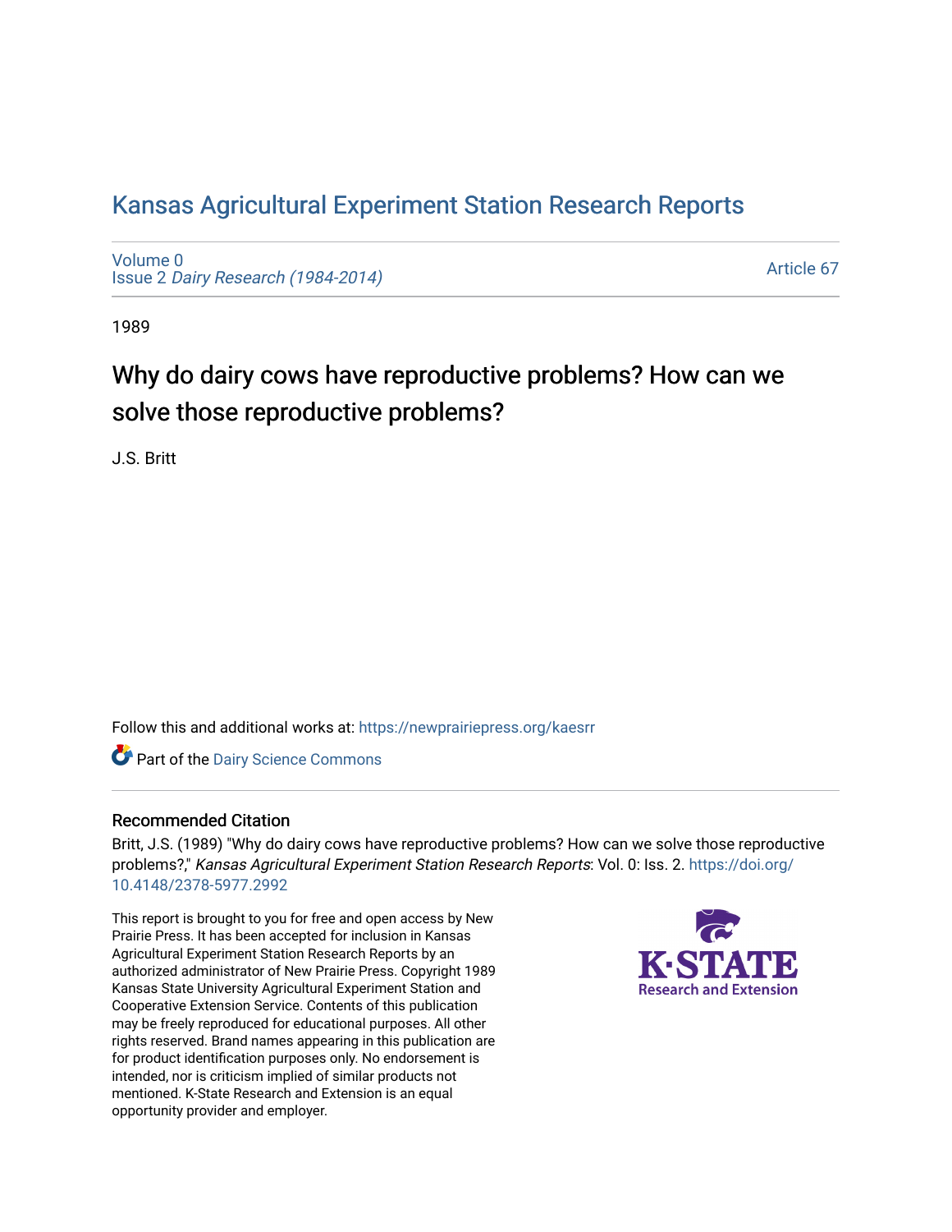# Kansas Agricultural Experiment Station Research Reports

Volume 0
Issue 2 *Dairy Research (1984-2014)*

Article 67

1989

## Why do dairy cows have reproductive problems? How can we solve those reproductive problems?

J.S. Britt

Follow this and additional works at: https://newprairiepress.org/kaesrr

Part of the Dairy Science Commons

### Recommended Citation

Britt, J.S. (1989) "Why do dairy cows have reproductive problems? How can we solve those reproductive problems?," *Kansas Agricultural Experiment Station Research Reports*: Vol. 0: Iss. 2. https://doi.org/10.4148/2378-5977.2992

This report is brought to you for free and open access by New Prairie Press. It has been accepted for inclusion in Kansas Agricultural Experiment Station Research Reports by an authorized administrator of New Prairie Press. Copyright 1989 Kansas State University Agricultural Experiment Station and Cooperative Extension Service. Contents of this publication may be freely reproduced for educational purposes. All other rights reserved. Brand names appearing in this publication are for product identification purposes only. No endorsement is intended, nor is criticism implied of similar products not mentioned. K-State Research and Extension is an equal opportunity provider and employer.

K-STATE Research and Extension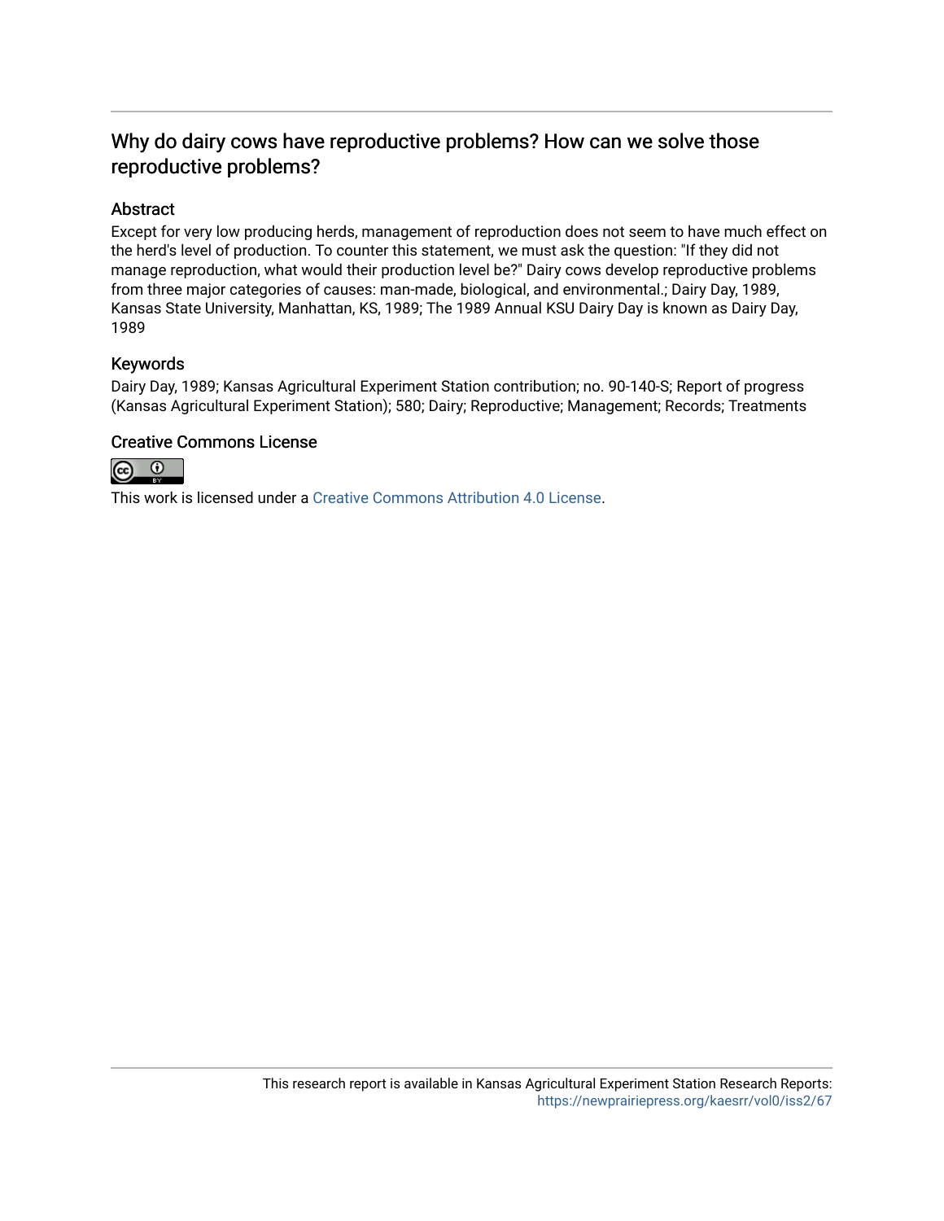## Why do dairy cows have reproductive problems? How can we solve those reproductive problems?

### Abstract

Except for very low producing herds, management of reproduction does not seem to have much effect on the herd's level of production. To counter this statement, we must ask the question: "If they did not manage reproduction, what would their production level be?" Dairy cows develop reproductive problems from three major categories of causes: man-made, biological, and environmental.; Dairy Day, 1989, Kansas State University, Manhattan, KS, 1989; The 1989 Annual KSU Dairy Day is known as Dairy Day, 1989

### Keywords

Dairy Day, 1989; Kansas Agricultural Experiment Station contribution; no. 90-140-S; Report of progress (Kansas Agricultural Experiment Station); 580; Dairy; Reproductive; Management; Records; Treatments

### Creative Commons License

This work is licensed under a Creative Commons Attribution 4.0 License.

This research report is available in Kansas Agricultural Experiment Station Research Reports: https://newprairiepress.org/kaesrr/vol0/iss2/67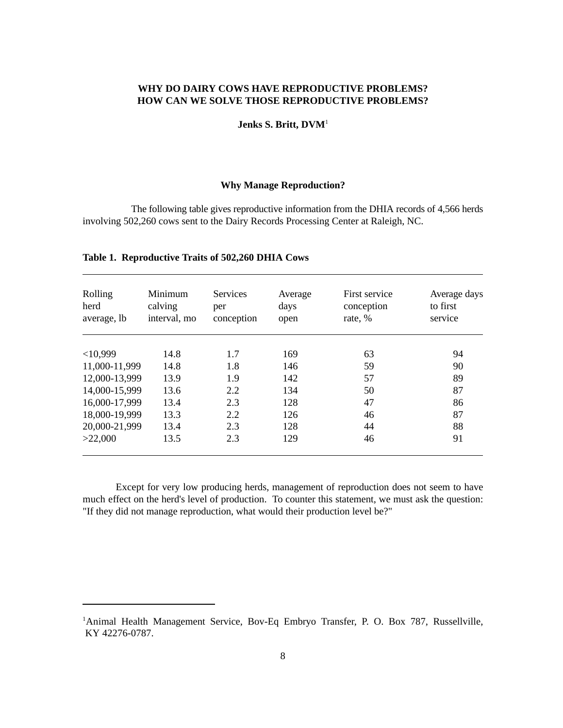# WHY DO DAIRY COWS HAVE REPRODUCTIVE PROBLEMS? HOW CAN WE SOLVE THOSE REPRODUCTIVE PROBLEMS?

**Jenks S. Britt, DVM**[1]

## Why Manage Reproduction?

The following table gives reproductive information from the DHIA records of 4,566 herds involving 502,260 cows sent to the Dairy Records Processing Center at Raleigh, NC.

**Table 1. Reproductive Traits of 502,260 DHIA Cows**

| Rolling herd average, lb | Minimum calving interval, mo | Services per conception | Average days open | First service conception rate, % | Average days to first service |
|---|---|---|---|---|---|
| <10,999 | 14.8 | 1.7 | 169 | 63 | 94 |
| 11,000-11,999 | 14.8 | 1.8 | 146 | 59 | 90 |
| 12,000-13,999 | 13.9 | 1.9 | 142 | 57 | 89 |
| 14,000-15,999 | 13.6 | 2.2 | 134 | 50 | 87 |
| 16,000-17,999 | 13.4 | 2.3 | 128 | 47 | 86 |
| 18,000-19,999 | 13.3 | 2.2 | 126 | 46 | 87 |
| 20,000-21,999 | 13.4 | 2.3 | 128 | 44 | 88 |
| >22,000 | 13.5 | 2.3 | 129 | 46 | 91 |

Except for very low producing herds, management of reproduction does not seem to have much effect on the herd's level of production. To counter this statement, we must ask the question: "If they did not manage reproduction, what would their production level be?"

---

[1]Animal Health Management Service, Bov-Eq Embryo Transfer, P. O. Box 787, Russellville, KY 42276-0787.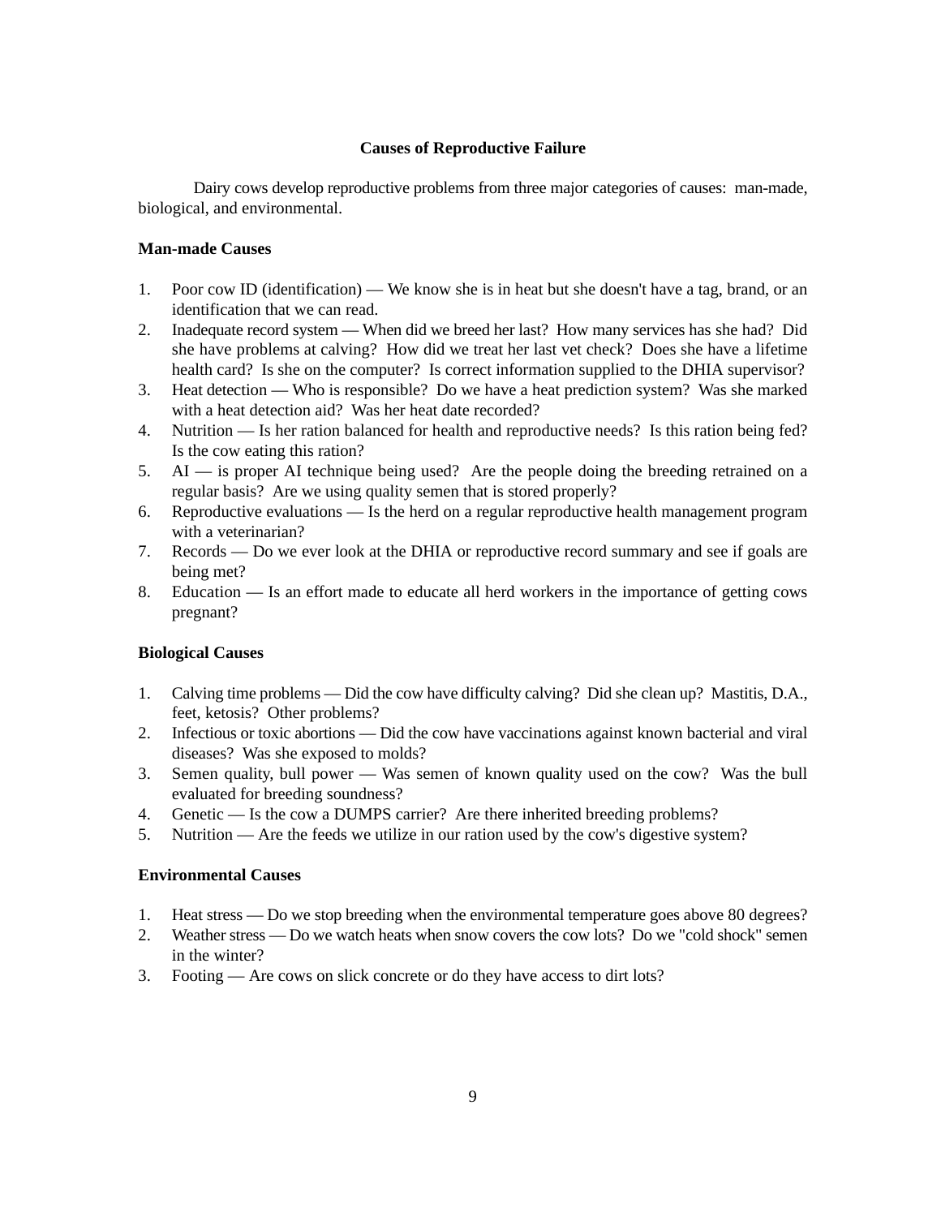## Causes of Reproductive Failure

Dairy cows develop reproductive problems from three major categories of causes: man-made, biological, and environmental.

### Man-made Causes

1. Poor cow ID (identification) — We know she is in heat but she doesn't have a tag, brand, or an identification that we can read.
2. Inadequate record system — When did we breed her last? How many services has she had? Did she have problems at calving? How did we treat her last vet check? Does she have a lifetime health card? Is she on the computer? Is correct information supplied to the DHIA supervisor?
3. Heat detection — Who is responsible? Do we have a heat prediction system? Was she marked with a heat detection aid? Was her heat date recorded?
4. Nutrition — Is her ration balanced for health and reproductive needs? Is this ration being fed? Is the cow eating this ration?
5. AI — is proper AI technique being used? Are the people doing the breeding retrained on a regular basis? Are we using quality semen that is stored properly?
6. Reproductive evaluations — Is the herd on a regular reproductive health management program with a veterinarian?
7. Records — Do we ever look at the DHIA or reproductive record summary and see if goals are being met?
8. Education — Is an effort made to educate all herd workers in the importance of getting cows pregnant?

### Biological Causes

1. Calving time problems — Did the cow have difficulty calving? Did she clean up? Mastitis, D.A., feet, ketosis? Other problems?
2. Infectious or toxic abortions — Did the cow have vaccinations against known bacterial and viral diseases? Was she exposed to molds?
3. Semen quality, bull power — Was semen of known quality used on the cow? Was the bull evaluated for breeding soundness?
4. Genetic — Is the cow a DUMPS carrier? Are there inherited breeding problems?
5. Nutrition — Are the feeds we utilize in our ration used by the cow's digestive system?

### Environmental Causes

1. Heat stress — Do we stop breeding when the environmental temperature goes above 80 degrees?
2. Weather stress — Do we watch heats when snow covers the cow lots? Do we "cold shock" semen in the winter?
3. Footing — Are cows on slick concrete or do they have access to dirt lots?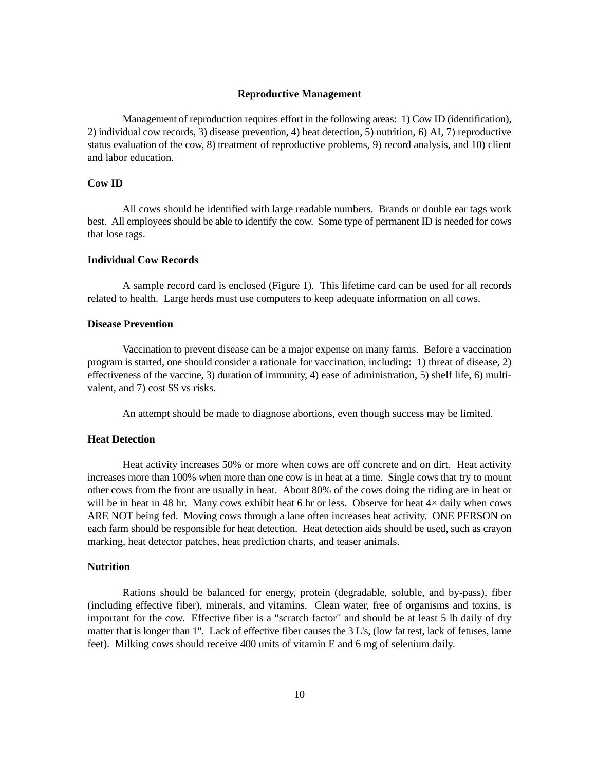## Reproductive Management

Management of reproduction requires effort in the following areas: 1) Cow ID (identification), 2) individual cow records, 3) disease prevention, 4) heat detection, 5) nutrition, 6) AI, 7) reproductive status evaluation of the cow, 8) treatment of reproductive problems, 9) record analysis, and 10) client and labor education.

### Cow ID

All cows should be identified with large readable numbers. Brands or double ear tags work best. All employees should be able to identify the cow. Some type of permanent ID is needed for cows that lose tags.

### Individual Cow Records

A sample record card is enclosed (Figure 1). This lifetime card can be used for all records related to health. Large herds must use computers to keep adequate information on all cows.

### Disease Prevention

Vaccination to prevent disease can be a major expense on many farms. Before a vaccination program is started, one should consider a rationale for vaccination, including: 1) threat of disease, 2) effectiveness of the vaccine, 3) duration of immunity, 4) ease of administration, 5) shelf life, 6) multi-valent, and 7) cost $$ vs risks.

An attempt should be made to diagnose abortions, even though success may be limited.

### Heat Detection

Heat activity increases 50% or more when cows are off concrete and on dirt. Heat activity increases more than 100% when more than one cow is in heat at a time. Single cows that try to mount other cows from the front are usually in heat. About 80% of the cows doing the riding are in heat or will be in heat in 48 hr. Many cows exhibit heat 6 hr or less. Observe for heat 4× daily when cows ARE NOT being fed. Moving cows through a lane often increases heat activity. ONE PERSON on each farm should be responsible for heat detection. Heat detection aids should be used, such as crayon marking, heat detector patches, heat prediction charts, and teaser animals.

### Nutrition

Rations should be balanced for energy, protein (degradable, soluble, and by-pass), fiber (including effective fiber), minerals, and vitamins. Clean water, free of organisms and toxins, is important for the cow. Effective fiber is a "scratch factor" and should be at least 5 lb daily of dry matter that is longer than 1". Lack of effective fiber causes the 3 L's, (low fat test, lack of fetuses, lame feet). Milking cows should receive 400 units of vitamin E and 6 mg of selenium daily.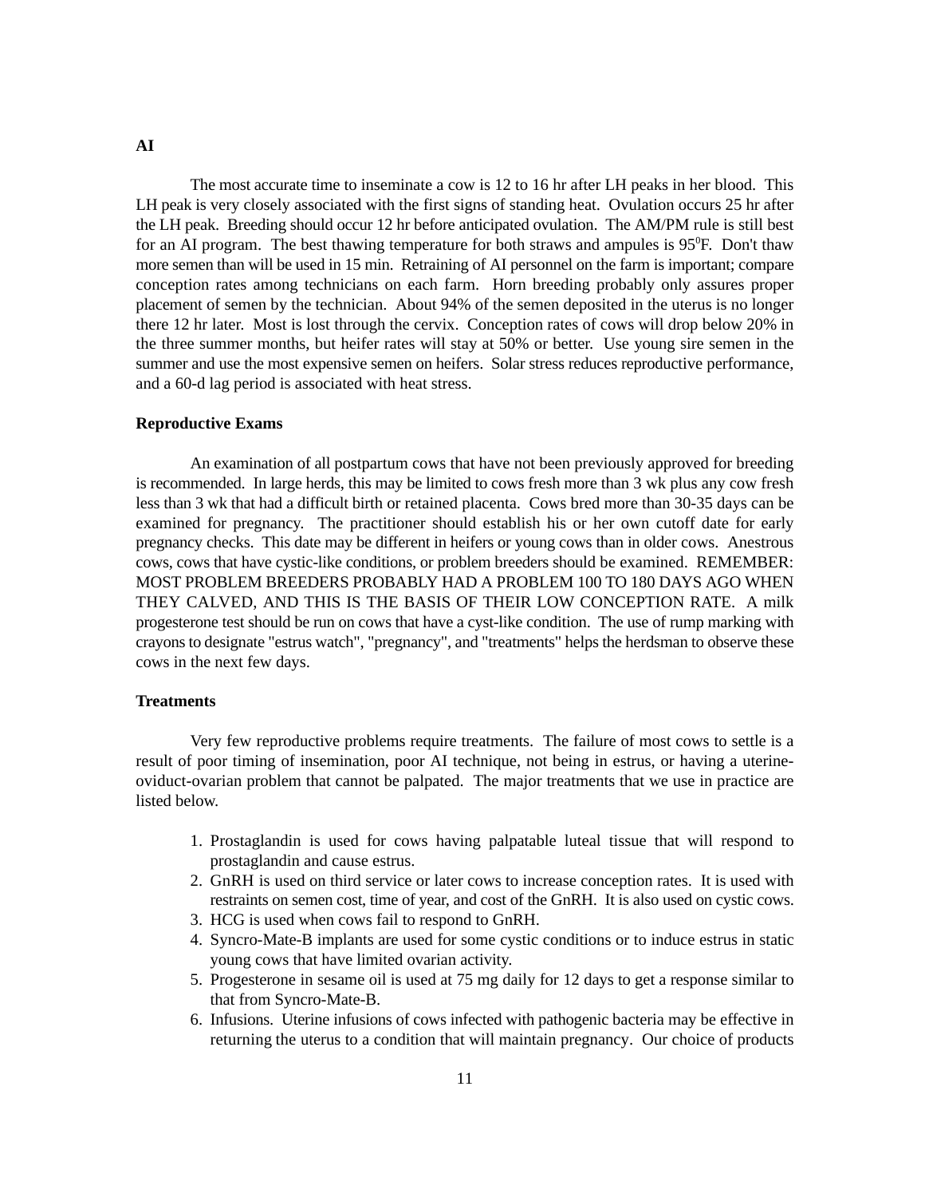**AI**

The most accurate time to inseminate a cow is 12 to 16 hr after LH peaks in her blood. This LH peak is very closely associated with the first signs of standing heat. Ovulation occurs 25 hr after the LH peak. Breeding should occur 12 hr before anticipated ovulation. The AM/PM rule is still best for an AI program. The best thawing temperature for both straws and ampules is 95$^0$F. Don't thaw more semen than will be used in 15 min. Retraining of AI personnel on the farm is important; compare conception rates among technicians on each farm. Horn breeding probably only assures proper placement of semen by the technician. About 94% of the semen deposited in the uterus is no longer there 12 hr later. Most is lost through the cervix. Conception rates of cows will drop below 20% in the three summer months, but heifer rates will stay at 50% or better. Use young sire semen in the summer and use the most expensive semen on heifers. Solar stress reduces reproductive performance, and a 60-d lag period is associated with heat stress.

**Reproductive Exams**

An examination of all postpartum cows that have not been previously approved for breeding is recommended. In large herds, this may be limited to cows fresh more than 3 wk plus any cow fresh less than 3 wk that had a difficult birth or retained placenta. Cows bred more than 30-35 days can be examined for pregnancy. The practitioner should establish his or her own cutoff date for early pregnancy checks. This date may be different in heifers or young cows than in older cows. Anestrous cows, cows that have cystic-like conditions, or problem breeders should be examined. REMEMBER: MOST PROBLEM BREEDERS PROBABLY HAD A PROBLEM 100 TO 180 DAYS AGO WHEN THEY CALVED, AND THIS IS THE BASIS OF THEIR LOW CONCEPTION RATE. A milk progesterone test should be run on cows that have a cyst-like condition. The use of rump marking with crayons to designate "estrus watch", "pregnancy", and "treatments" helps the herdsman to observe these cows in the next few days.

**Treatments**

Very few reproductive problems require treatments. The failure of most cows to settle is a result of poor timing of insemination, poor AI technique, not being in estrus, or having a uterine-oviduct-ovarian problem that cannot be palpated. The major treatments that we use in practice are listed below.

1. Prostaglandin is used for cows having palpatable luteal tissue that will respond to prostaglandin and cause estrus.
2. GnRH is used on third service or later cows to increase conception rates. It is used with restraints on semen cost, time of year, and cost of the GnRH. It is also used on cystic cows.
3. HCG is used when cows fail to respond to GnRH.
4. Syncro-Mate-B implants are used for some cystic conditions or to induce estrus in static young cows that have limited ovarian activity.
5. Progesterone in sesame oil is used at 75 mg daily for 12 days to get a response similar to that from Syncro-Mate-B.
6. Infusions. Uterine infusions of cows infected with pathogenic bacteria may be effective in returning the uterus to a condition that will maintain pregnancy. Our choice of products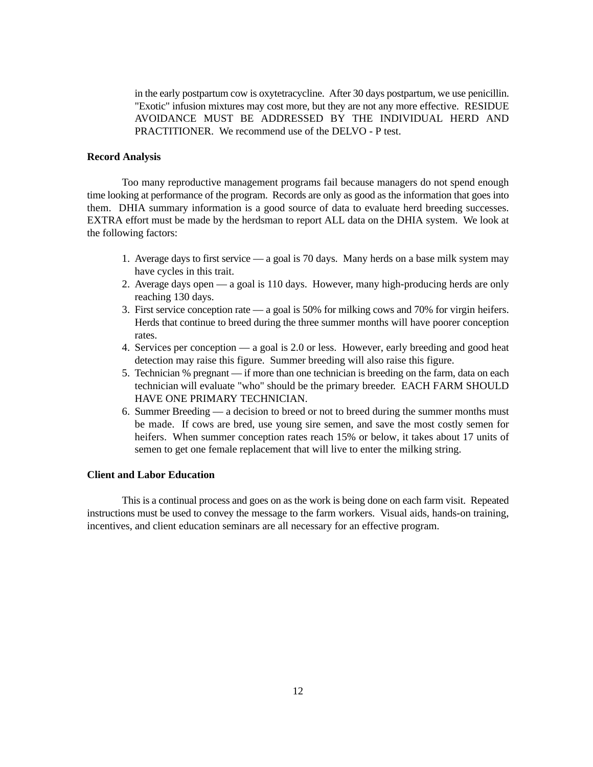in the early postpartum cow is oxytetracycline. After 30 days postpartum, we use penicillin. "Exotic" infusion mixtures may cost more, but they are not any more effective. RESIDUE AVOIDANCE MUST BE ADDRESSED BY THE INDIVIDUAL HERD AND PRACTITIONER. We recommend use of the DELVO - P test.

**Record Analysis**

Too many reproductive management programs fail because managers do not spend enough time looking at performance of the program. Records are only as good as the information that goes into them. DHIA summary information is a good source of data to evaluate herd breeding successes. EXTRA effort must be made by the herdsman to report ALL data on the DHIA system. We look at the following factors:

1. Average days to first service — a goal is 70 days. Many herds on a base milk system may have cycles in this trait.
2. Average days open — a goal is 110 days. However, many high-producing herds are only reaching 130 days.
3. First service conception rate — a goal is 50% for milking cows and 70% for virgin heifers. Herds that continue to breed during the three summer months will have poorer conception rates.
4. Services per conception — a goal is 2.0 or less. However, early breeding and good heat detection may raise this figure. Summer breeding will also raise this figure.
5. Technician % pregnant — if more than one technician is breeding on the farm, data on each technician will evaluate "who" should be the primary breeder. EACH FARM SHOULD HAVE ONE PRIMARY TECHNICIAN.
6. Summer Breeding — a decision to breed or not to breed during the summer months must be made. If cows are bred, use young sire semen, and save the most costly semen for heifers. When summer conception rates reach 15% or below, it takes about 17 units of semen to get one female replacement that will live to enter the milking string.

**Client and Labor Education**

This is a continual process and goes on as the work is being done on each farm visit. Repeated instructions must be used to convey the message to the farm workers. Visual aids, hands-on training, incentives, and client education seminars are all necessary for an effective program.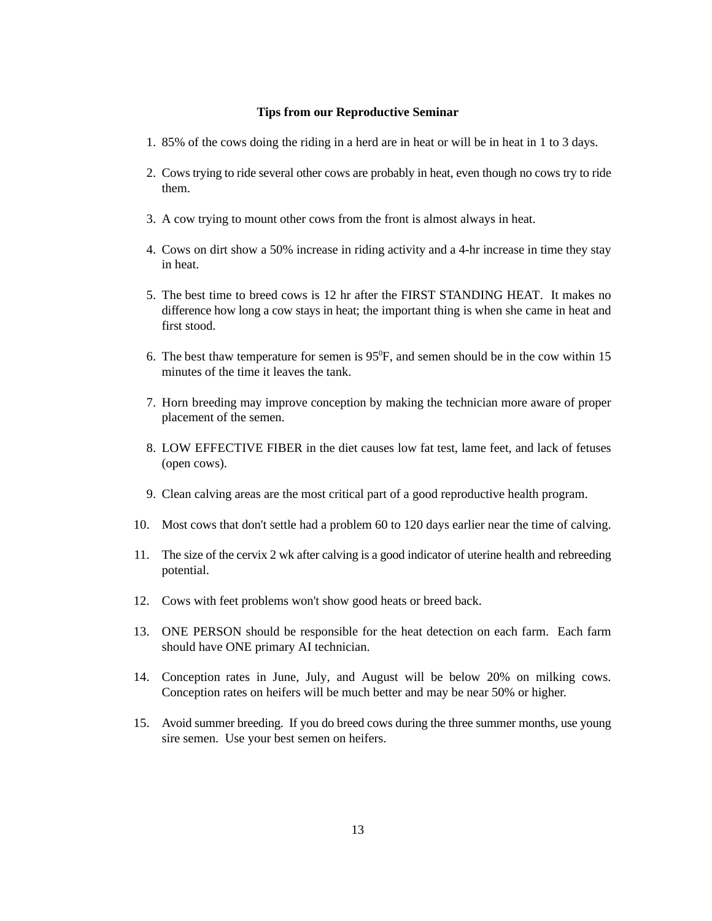### Tips from our Reproductive Seminar

1. 85% of the cows doing the riding in a herd are in heat or will be in heat in 1 to 3 days.

2. Cows trying to ride several other cows are probably in heat, even though no cows try to ride them.

3. A cow trying to mount other cows from the front is almost always in heat.

4. Cows on dirt show a 50% increase in riding activity and a 4-hr increase in time they stay in heat.

5. The best time to breed cows is 12 hr after the FIRST STANDING HEAT. It makes no difference how long a cow stays in heat; the important thing is when she came in heat and first stood.

6. The best thaw temperature for semen is $95^0$F, and semen should be in the cow within 15 minutes of the time it leaves the tank.

7. Horn breeding may improve conception by making the technician more aware of proper placement of the semen.

8. LOW EFFECTIVE FIBER in the diet causes low fat test, lame feet, and lack of fetuses (open cows).

9. Clean calving areas are the most critical part of a good reproductive health program.

10. Most cows that don't settle had a problem 60 to 120 days earlier near the time of calving.

11. The size of the cervix 2 wk after calving is a good indicator of uterine health and rebreeding potential.

12. Cows with feet problems won't show good heats or breed back.

13. ONE PERSON should be responsible for the heat detection on each farm. Each farm should have ONE primary AI technician.

14. Conception rates in June, July, and August will be below 20% on milking cows. Conception rates on heifers will be much better and may be near 50% or higher.

15. Avoid summer breeding. If you do breed cows during the three summer months, use young sire semen. Use your best semen on heifers.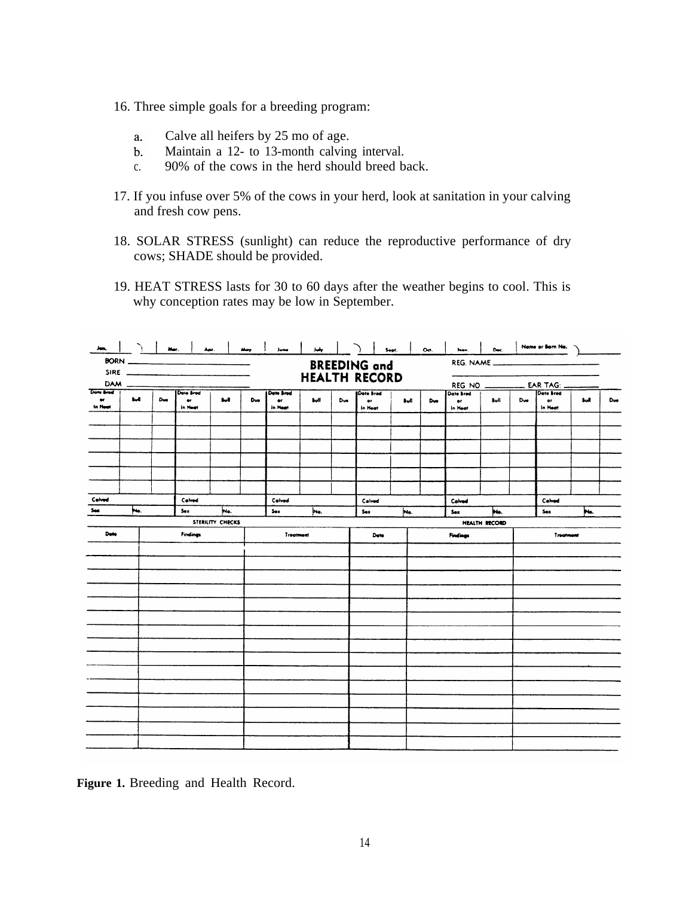16. Three simple goals for a breeding program:

    a. Calve all heifers by 25 mo of age.
    b. Maintain a 12- to 13-month calving interval.
    c. 90% of the cows in the herd should breed back.

17. If you infuse over 5% of the cows in your herd, look at sanitation in your calving and fresh cow pens.

18. SOLAR STRESS (sunlight) can reduce the reproductive performance of dry cows; SHADE should be provided.

19. HEAT STRESS lasts for 30 to 60 days after the weather begins to cool. This is why conception rates may be low in September.

Jan. | Mar. | Apr. | May | June | July | Sept. | Oct. | Nov. | Dec. | Name or Barn No.

BORN ______________________
SIRE ______________________
DAM ______________________

**BREEDING and HEALTH RECORD**

REG. NAME ______________________
REG NO ________ EAR TAG: ________

| Date Bred or In Heat | Bull | Due | Date Bred or In Heat | Bull | Due | Date Bred or In Heat | Bull | Due | Date Bred or In Heat | Bull | Due | Date Bred or In Heat | Bull | Due | Date Bred or In Heat | Bull | Due |
|---|---|---|---|---|---|---|---|---|---|---|---|---|---|---|---|---|---|
| | | | | | | | | | | | | | | | | | |
| | | | | | | | | | | | | | | | | | |
| | | | | | | | | | | | | | | | | | |
| | | | | | | | | | | | | | | | | | |
| | | | | | | | | | | | | | | | | | |
| | | | | | | | | | | | | | | | | | |
| Calved | | | Calved | | | Calved | | | Calved | | | Calved | | | Calved | | |
| Sex | No. | | Sex | No. | | Sex | No. | | Sex | No. | | Sex | No. | | Sex | No. | |

| STERILITY CHECKS | | | HEALTH RECORD | | |
|---|---|---|---|---|---|
| Date | Findings | Treatment | Date | Findings | Treatment |
| | | | | | |
| | | | | | |
| | | | | | |
| | | | | | |
| | | | | | |
| | | | | | |
| | | | | | |
| | | | | | |
| | | | | | |
| | | | | | |
| | | | | | |
| | | | | | |
| | | | | | |
| | | | | | |

**Figure 1.** Breeding and Health Record.